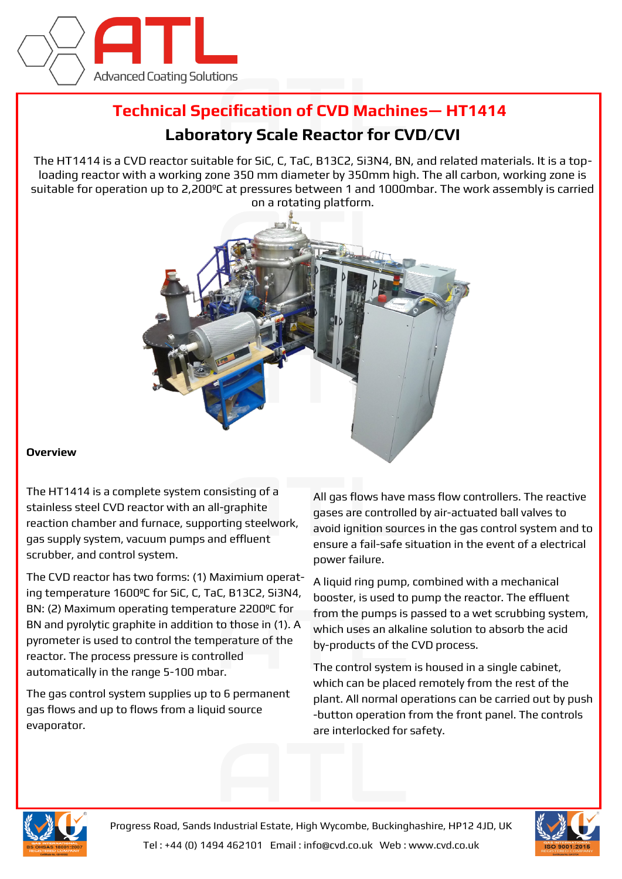# Technical Specification of CVD Machines— HT1414

## Laboratory Scale Reactor for CVD/CVI

The HT1414 is a CVD reactor suitable for SiC, C, TaC, B13C2, Si3N4, BN, and related materials. It is a top-loading reactor with a working zone 350 mm diameter by 350mm high. The all carbon, working zone is suitable for operation up to 2,200ºC at pressures between 1 and 1000mbar. The work assembly is carried on a rotating platform.

**Overview**

The HT1414 is a complete system consisting of a stainless steel CVD reactor with an all-graphite reaction chamber and furnace, supporting steelwork, gas supply system, vacuum pumps and effluent scrubber, and control system.

The CVD reactor has two forms: (1) Maximium operating temperature 1600ºC for SiC, C, TaC, B13C2, Si3N4, BN: (2) Maximum operating temperature 2200ºC for BN and pyrolytic graphite in addition to those in (1). A pyrometer is used to control the temperature of the reactor. The process pressure is controlled automatically in the range 5-100 mbar.

The gas control system supplies up to 6 permanent gas flows and up to flows from a liquid source evaporator.

All gas flows have mass flow controllers. The reactive gases are controlled by air-actuated ball valves to avoid ignition sources in the gas control system and to ensure a fail-safe situation in the event of a electrical power failure.

A liquid ring pump, combined with a mechanical booster, is used to pump the reactor. The effluent from the pumps is passed to a wet scrubbing system, which uses an alkaline solution to absorb the acid by-products of the CVD process.

The control system is housed in a single cabinet, which can be placed remotely from the rest of the plant. All normal operations can be carried out by push -button operation from the front panel. The controls are interlocked for safety.

Progress Road, Sands Industrial Estate, High Wycombe, Buckinghashire, HP12 4JD, UK

Tel : +44 (0) 1494 462101 Email : info@cvd.co.uk Web : www.cvd.co.uk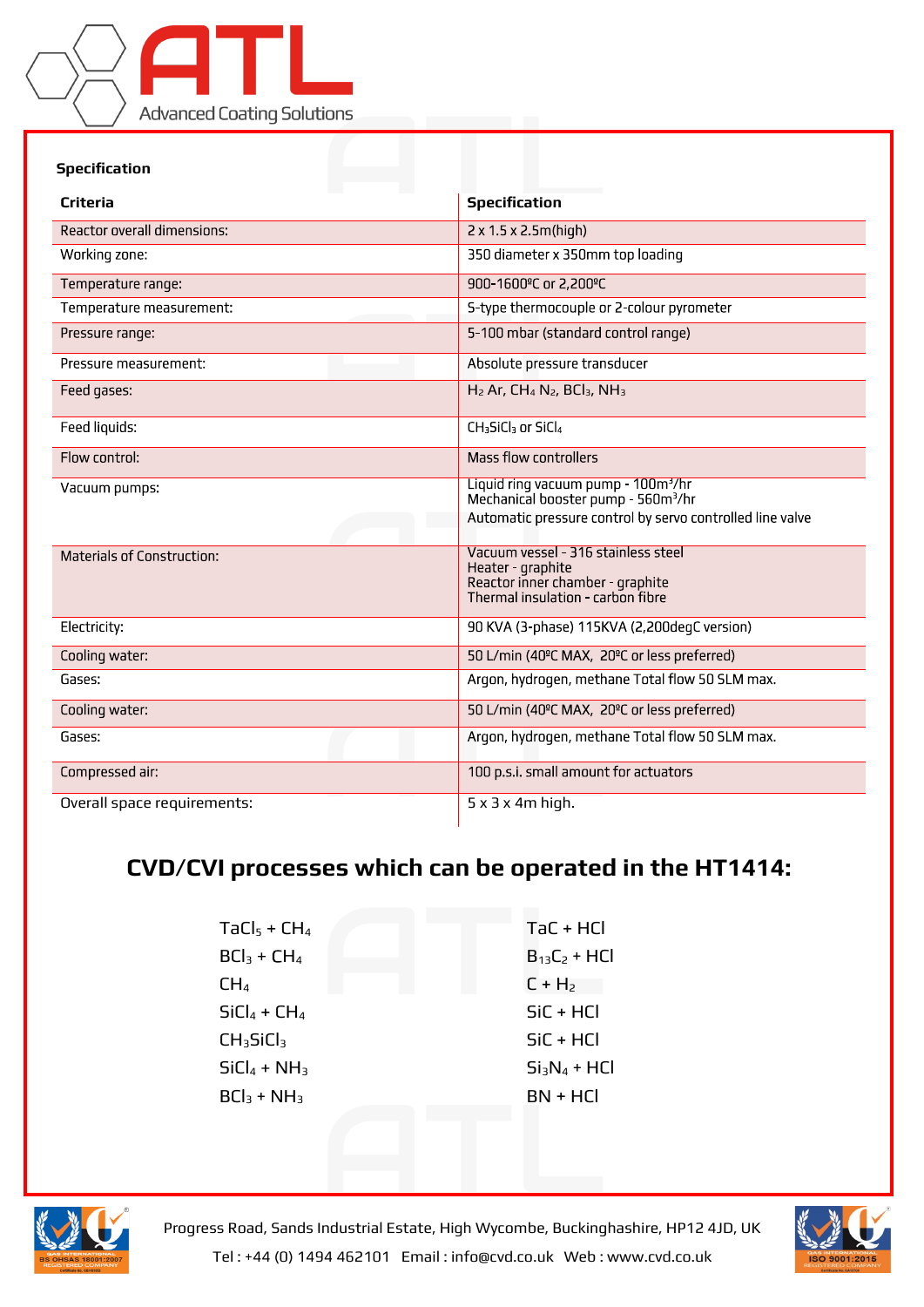## Specification

| Criteria | Specification |
|---|---|
| Reactor overall dimensions: | 2 x 1.5 x 2.5m(high) |
| Working zone: | 350 diameter x 350mm top loading |
| Temperature range: | 900-1600ºC or 2,200ºC |
| Temperature measurement: | S-type thermocouple or 2-colour pyrometer |
| Pressure range: | 5-100 mbar (standard control range) |
| Pressure measurement: | Absolute pressure transducer |
| Feed gases: | $H_2$ Ar, $CH_4$ $N_2$, $BCl_3$, $NH_3$ |
| Feed liquids: | $CH_3SiCl_3$ or $SiCl_4$ |
| Flow control: | Mass flow controllers |
| Vacuum pumps: | Liquid ring vacuum pump - 100m³/hr<br>Mechanical booster pump - 560m³/hr<br>Automatic pressure control by servo controlled line valve |
| Materials of Construction: | Vacuum vessel - 316 stainless steel<br>Heater - graphite<br>Reactor inner chamber - graphite<br>Thermal insulation - carbon fibre |
| Electricity: | 90 KVA (3-phase) 115KVA (2,200degC version) |
| Cooling water: | 50 L/min (40ºC MAX, 20ºC or less preferred) |
| Gases: | Argon, hydrogen, methane Total flow 50 SLM max. |
| Cooling water: | 50 L/min (40ºC MAX, 20ºC or less preferred) |
| Gases: | Argon, hydrogen, methane Total flow 50 SLM max. |
| Compressed air: | 100 p.s.i. small amount for actuators |
| Overall space requirements: | 5 x 3 x 4m high. |

## CVD/CVI processes which can be operated in the HT1414:

| | |
|---|---|
| $TaCl_5 + CH_4$ | $TaC + HCl$ |
| $BCl_3 + CH_4$ | $B_{13}C_2 + HCl$ |
| $CH_4$ | $C + H_2$ |
| $SiCl_4 + CH_4$ | $SiC + HCl$ |
| $CH_3SiCl_3$ | $SiC + HCl$ |
| $SiCl_4 + NH_3$ | $Si_3N_4 + HCl$ |
| $BCl_3 + NH_3$ | $BN + HCl$ |

Progress Road, Sands Industrial Estate, High Wycombe, Buckinghashire, HP12 4JD, UK

Tel : +44 (0) 1494 462101 Email : info@cvd.co.uk Web : www.cvd.co.uk